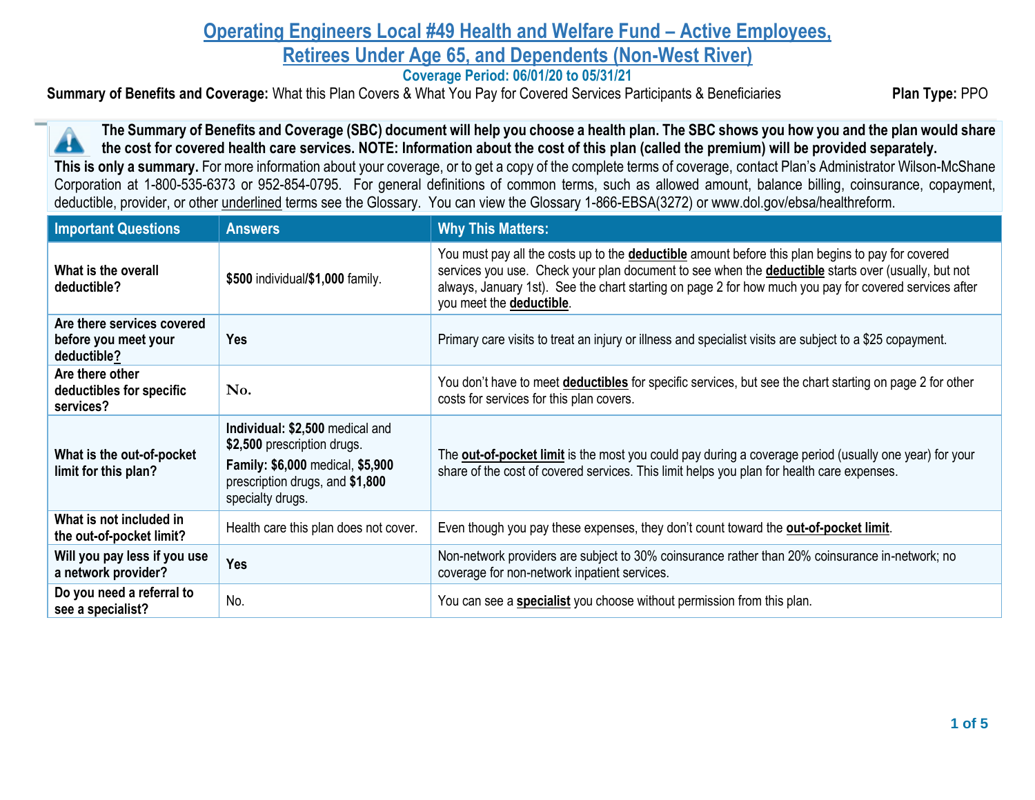# Operating Engineers Local #49 Health and Welfare Fund – Active Employees, Retirees Under Age 65, and Dependents (Non-West River)

**Coverage Period: 06/01/20 to 05/31/21**

**Summary of Benefits and Coverage:** What this Plan Covers & What You Pay for Covered Services Participants & Beneficiaries **Plan Type:** PPO

**The Summary of Benefits and Coverage (SBC) document will help you choose a health plan. The SBC shows you how you and the plan would share the cost for covered health care services. NOTE: Information about the cost of this plan (called the premium) will be provided separately.**
**This is only a summary.** For more information about your coverage, or to get a copy of the complete terms of coverage, contact Plan's Administrator Wilson-McShane Corporation at 1-800-535-6373 or 952-854-0795. For general definitions of common terms, such as allowed amount, balance billing, coinsurance, copayment, deductible, provider, or other underlined terms see the Glossary. You can view the Glossary 1-866-EBSA(3272) or www.dol.gov/ebsa/healthreform.

| Important Questions | Answers | Why This Matters: |
|---|---|---|
| **What is the overall deductible?** | **$500** individual/**$1,000** family. | You must pay all the costs up to the **deductible** amount before this plan begins to pay for covered services you use. Check your plan document to see when the **deductible** starts over (usually, but not always, January 1st). See the chart starting on page 2 for how much you pay for covered services after you meet the **deductible**. |
| **Are there services covered before you meet your deductible?** | **Yes** | Primary care visits to treat an injury or illness and specialist visits are subject to a $25 copayment. |
| **Are there other deductibles for specific services?** | **No.** | You don't have to meet **deductibles** for specific services, but see the chart starting on page 2 for other costs for services for this plan covers. |
| **What is the out-of-pocket limit for this plan?** | **Individual: $2,500** medical and **$2,500** prescription drugs. **Family: $6,000** medical, **$5,900** prescription drugs, and **$1,800** specialty drugs. | The **out-of-pocket limit** is the most you could pay during a coverage period (usually one year) for your share of the cost of covered services. This limit helps you plan for health care expenses. |
| **What is not included in the out-of-pocket limit?** | Health care this plan does not cover. | Even though you pay these expenses, they don't count toward the **out-of-pocket limit**. |
| **Will you pay less if you use a network provider?** | **Yes** | Non-network providers are subject to 30% coinsurance rather than 20% coinsurance in-network; no coverage for non-network inpatient services. |
| **Do you need a referral to see a specialist?** | No. | You can see a **specialist** you choose without permission from this plan. |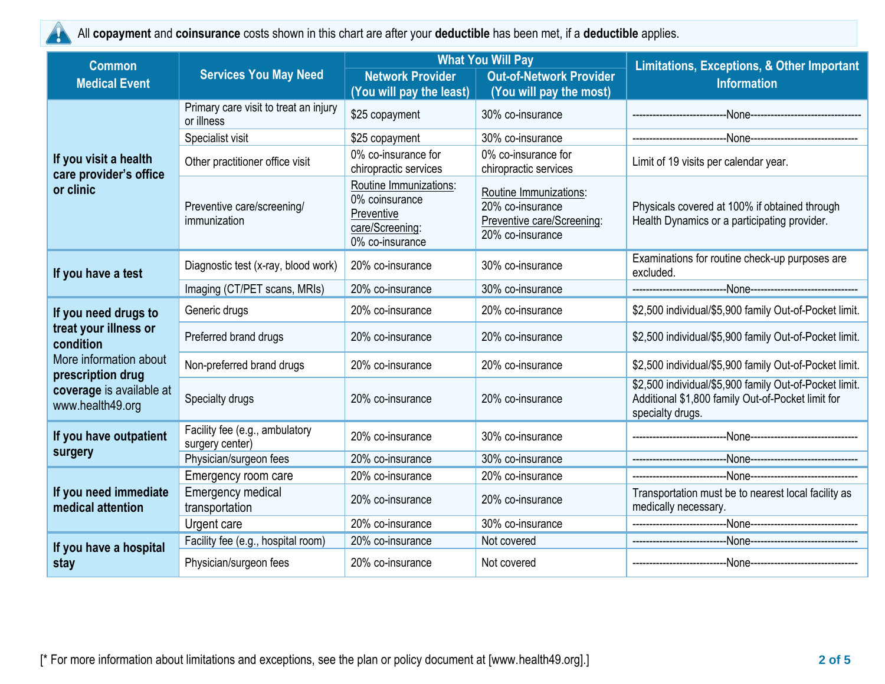All **copayment** and **coinsurance** costs shown in this chart are after your **deductible** has been met, if a **deductible** applies.

| Common Medical Event | Services You May Need | What You Will Pay | | Limitations, Exceptions, & Other Important Information |
|---|---|---|---|---|
| | | Network Provider (You will pay the least) | Out-of-Network Provider (You will pay the most) | |
| **If you visit a health care provider's office or clinic** | Primary care visit to treat an injury or illness | $25 copayment | 30% co-insurance | ---------------------------None-------------------------------- |
| | Specialist visit | $25 copayment | 30% co-insurance | ---------------------------None------------------------------- |
| | Other practitioner office visit | 0% co-insurance for chiropractic services | 0% co-insurance for chiropractic services | Limit of 19 visits per calendar year. |
| | Preventive care/screening/ immunization | Routine Immunizations: 0% coinsurance Preventive care/Screening: 0% co-insurance | Routine Immunizations: 20% co-insurance Preventive care/Screening: 20% co-insurance | Physicals covered at 100% if obtained through Health Dynamics or a participating provider. |
| **If you have a test** | Diagnostic test (x-ray, blood work) | 20% co-insurance | 30% co-insurance | Examinations for routine check-up purposes are excluded. |
| | Imaging (CT/PET scans, MRIs) | 20% co-insurance | 30% co-insurance | ---------------------------None------------------------------- |
| **If you need drugs to treat your illness or condition** More information about **prescription drug coverage** is available at www.health49.org | Generic drugs | 20% co-insurance | 20% co-insurance | $2,500 individual/$5,900 family Out-of-Pocket limit. |
| | Preferred brand drugs | 20% co-insurance | 20% co-insurance | $2,500 individual/$5,900 family Out-of-Pocket limit. |
| | Non-preferred brand drugs | 20% co-insurance | 20% co-insurance | $2,500 individual/$5,900 family Out-of-Pocket limit. |
| | Specialty drugs | 20% co-insurance | 20% co-insurance | $2,500 individual/$5,900 family Out-of-Pocket limit. Additional $1,800 family Out-of-Pocket limit for specialty drugs. |
| **If you have outpatient surgery** | Facility fee (e.g., ambulatory surgery center) | 20% co-insurance | 30% co-insurance | ---------------------------None------------------------------- |
| | Physician/surgeon fees | 20% co-insurance | 30% co-insurance | ---------------------------None------------------------------- |
| **If you need immediate medical attention** | Emergency room care | 20% co-insurance | 20% co-insurance | ---------------------------None------------------------------- |
| | Emergency medical transportation | 20% co-insurance | 20% co-insurance | Transportation must be to nearest local facility as medically necessary. |
| | Urgent care | 20% co-insurance | 30% co-insurance | ---------------------------None------------------------------- |
| **If you have a hospital stay** | Facility fee (e.g., hospital room) | 20% co-insurance | Not covered | ---------------------------None------------------------------- |
| | Physician/surgeon fees | 20% co-insurance | Not covered | ---------------------------None------------------------------- |

[* For more information about limitations and exceptions, see the plan or policy document at [www.health49.org].]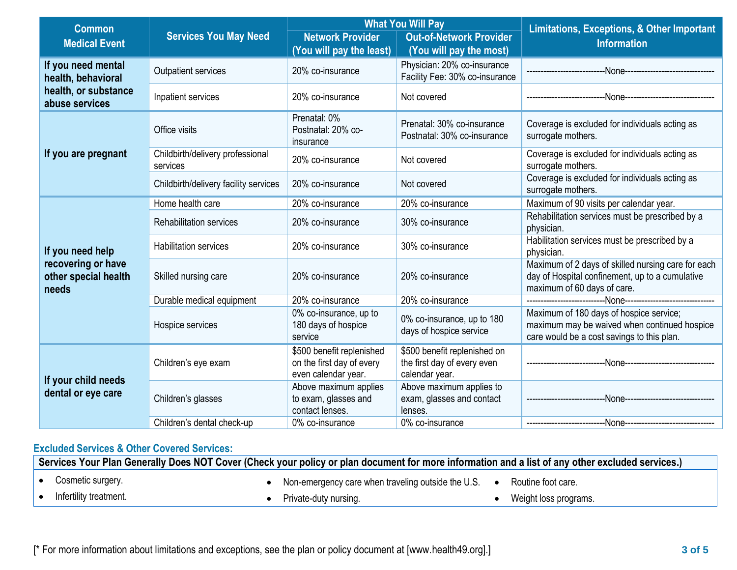| Common Medical Event | Services You May Need | What You Will Pay | | Limitations, Exceptions, & Other Important Information |
|---|---|---|---|---|
| | | Network Provider (You will pay the least) | Out-of-Network Provider (You will pay the most) | |
| If you need mental health, behavioral health, or substance abuse services | Outpatient services | 20% co-insurance | Physician: 20% co-insurance Facility Fee: 30% co-insurance | ---------------------------None------------------------------- |
| | Inpatient services | 20% co-insurance | Not covered | ---------------------------None------------------------------- |
| If you are pregnant | Office visits | Prenatal: 0% Postnatal: 20% co-insurance | Prenatal: 30% co-insurance Postnatal: 30% co-insurance | Coverage is excluded for individuals acting as surrogate mothers. |
| | Childbirth/delivery professional services | 20% co-insurance | Not covered | Coverage is excluded for individuals acting as surrogate mothers. |
| | Childbirth/delivery facility services | 20% co-insurance | Not covered | Coverage is excluded for individuals acting as surrogate mothers. |
| If you need help recovering or have other special health needs | Home health care | 20% co-insurance | 20% co-insurance | Maximum of 90 visits per calendar year. |
| | Rehabilitation services | 20% co-insurance | 30% co-insurance | Rehabilitation services must be prescribed by a physician. |
| | Habilitation services | 20% co-insurance | 30% co-insurance | Habilitation services must be prescribed by a physician. |
| | Skilled nursing care | 20% co-insurance | 20% co-insurance | Maximum of 2 days of skilled nursing care for each day of Hospital confinement, up to a cumulative maximum of 60 days of care. |
| | Durable medical equipment | 20% co-insurance | 20% co-insurance | ---------------------------None------------------------------- |
| | Hospice services | 0% co-insurance, up to 180 days of hospice service | 0% co-insurance, up to 180 days of hospice service | Maximum of 180 days of hospice service; maximum may be waived when continued hospice care would be a cost savings to this plan. |
| If your child needs dental or eye care | Children's eye exam | $500 benefit replenished on the first day of every even calendar year. | $500 benefit replenished on the first day of every even calendar year. | ---------------------------None------------------------------- |
| | Children's glasses | Above maximum applies to exam, glasses and contact lenses. | Above maximum applies to exam, glasses and contact lenses. | ---------------------------None------------------------------- |
| | Children's dental check-up | 0% co-insurance | 0% co-insurance | ---------------------------None------------------------------- |

## Excluded Services & Other Covered Services:

**Services Your Plan Generally Does NOT Cover (Check your policy or plan document for more information and a list of any other excluded services.)**

- Cosmetic surgery.
- Infertility treatment.
- Non-emergency care when traveling outside the U.S.
- Private-duty nursing.
- Routine foot care.
- Weight loss programs.

[* For more information about limitations and exceptions, see the plan or policy document at [www.health49.org].]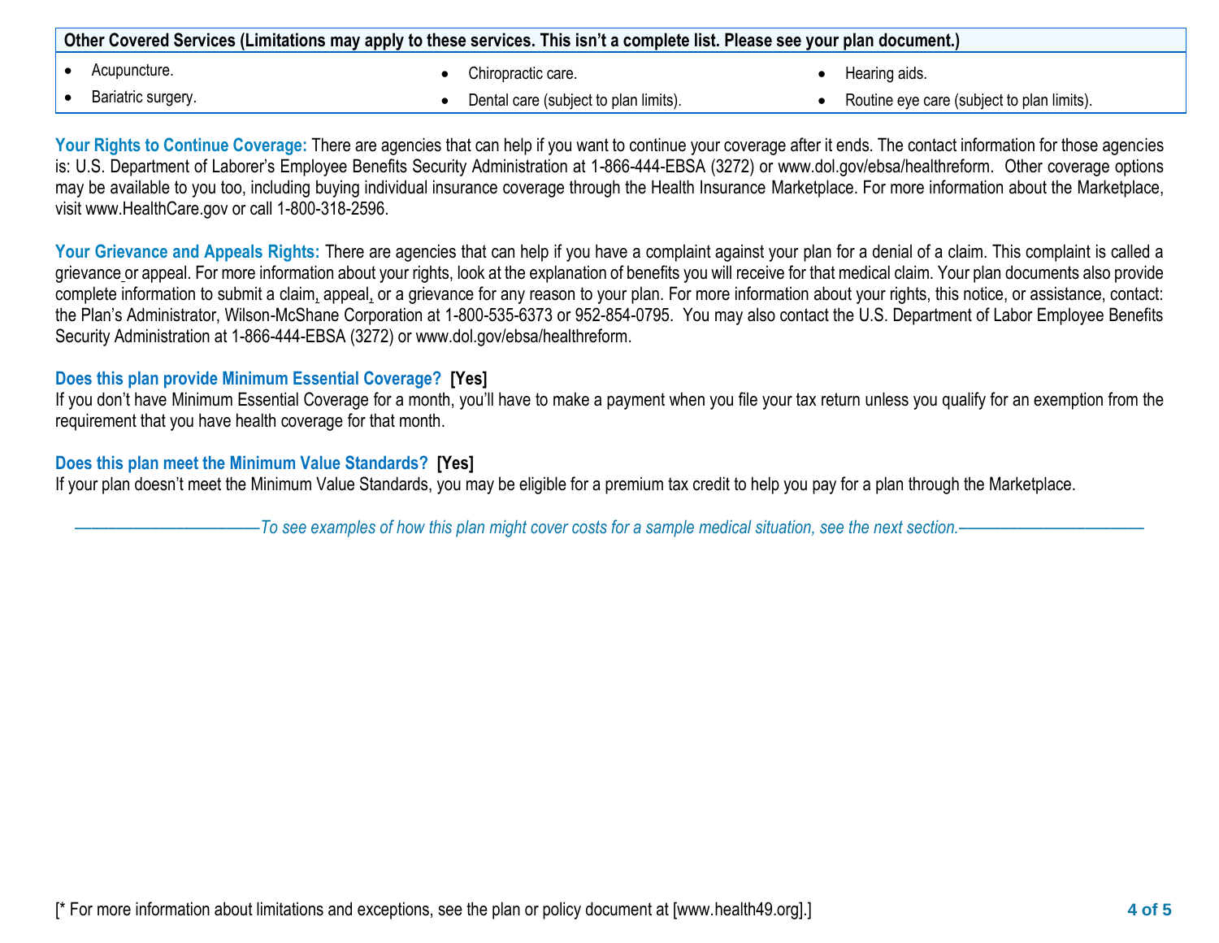| Other Covered Services (Limitations may apply to these services. This isn't a complete list. Please see your plan document.) | | |
|---|---|---|
| • Acupuncture.<br>• Bariatric surgery. | • Chiropractic care.<br>• Dental care (subject to plan limits). | • Hearing aids.<br>• Routine eye care (subject to plan limits). |

**Your Rights to Continue Coverage:** There are agencies that can help if you want to continue your coverage after it ends. The contact information for those agencies is: U.S. Department of Laborer's Employee Benefits Security Administration at 1-866-444-EBSA (3272) or www.dol.gov/ebsa/healthreform. Other coverage options may be available to you too, including buying individual insurance coverage through the Health Insurance Marketplace. For more information about the Marketplace, visit www.HealthCare.gov or call 1-800-318-2596.

**Your Grievance and Appeals Rights:** There are agencies that can help if you have a complaint against your plan for a denial of a claim. This complaint is called a grievance or appeal. For more information about your rights, look at the explanation of benefits you will receive for that medical claim. Your plan documents also provide complete information to submit a claim, appeal, or a grievance for any reason to your plan. For more information about your rights, this notice, or assistance, contact: the Plan's Administrator, Wilson-McShane Corporation at 1-800-535-6373 or 952-854-0795. You may also contact the U.S. Department of Labor Employee Benefits Security Administration at 1-866-444-EBSA (3272) or www.dol.gov/ebsa/healthreform.

**Does this plan provide Minimum Essential Coverage? [Yes]**
If you don't have Minimum Essential Coverage for a month, you'll have to make a payment when you file your tax return unless you qualify for an exemption from the requirement that you have health coverage for that month.

**Does this plan meet the Minimum Value Standards? [Yes]**
If your plan doesn't meet the Minimum Value Standards, you may be eligible for a premium tax credit to help you pay for a plan through the Marketplace.

*——————————To see examples of how this plan might cover costs for a sample medical situation, see the next section.——————————*

[* For more information about limitations and exceptions, see the plan or policy document at [www.health49.org].]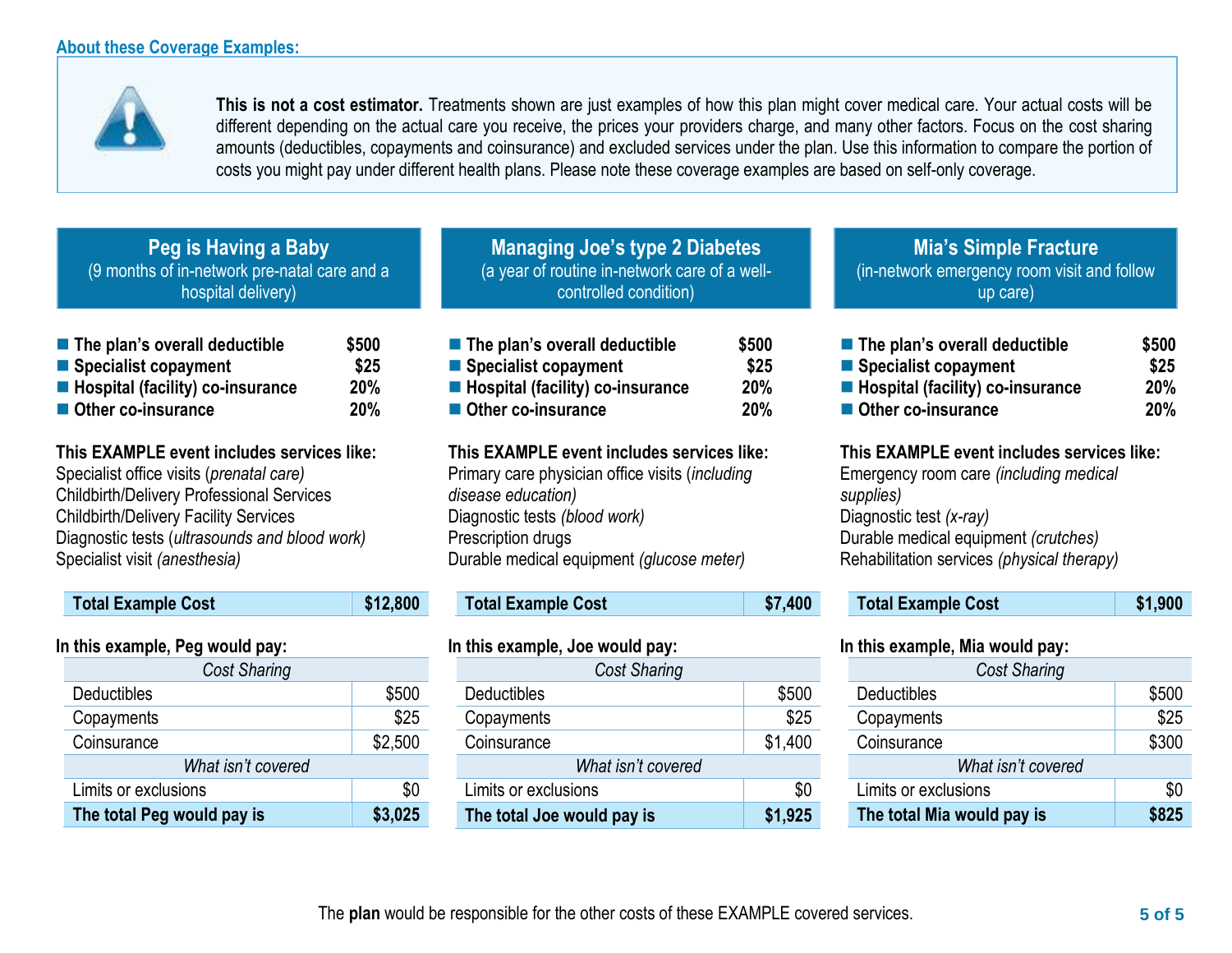### About these Coverage Examples:

**This is not a cost estimator.** Treatments shown are just examples of how this plan might cover medical care. Your actual costs will be different depending on the actual care you receive, the prices your providers charge, and many other factors. Focus on the cost sharing amounts (deductibles, copayments and coinsurance) and excluded services under the plan. Use this information to compare the portion of costs you might pay under different health plans. Please note these coverage examples are based on self-only coverage.

## Peg is Having a Baby

(9 months of in-network pre-natal care and a hospital delivery)

- **The plan's overall deductible** **$500**
- **Specialist copayment** **$25**
- **Hospital (facility) co-insurance** **20%**
- **Other co-insurance** **20%**

**This EXAMPLE event includes services like:**
Specialist office visits (*prenatal care)*
Childbirth/Delivery Professional Services
Childbirth/Delivery Facility Services
Diagnostic tests (*ultrasounds and blood work)*
Specialist visit *(anesthesia)*

| | |
|---|---|
| **Total Example Cost** | **$12,800** |

**In this example, Peg would pay:**

| *Cost Sharing* | |
|---|---|
| Deductibles | $500 |
| Copayments | $25 |
| Coinsurance | $2,500 |
| *What isn't covered* | |
| Limits or exclusions | $0 |
| **The total Peg would pay is** | **$3,025** |

## Managing Joe's type 2 Diabetes

(a year of routine in-network care of a well-controlled condition)

- **The plan's overall deductible** **$500**
- **Specialist copayment** **$25**
- **Hospital (facility) co-insurance** **20%**
- **Other co-insurance** **20%**

**This EXAMPLE event includes services like:**
Primary care physician office visits (*including disease education)*
Diagnostic tests *(blood work)*
Prescription drugs
Durable medical equipment *(glucose meter)*

| | |
|---|---|
| **Total Example Cost** | **$7,400** |

**In this example, Joe would pay:**

| *Cost Sharing* | |
|---|---|
| Deductibles | $500 |
| Copayments | $25 |
| Coinsurance | $1,400 |
| *What isn't covered* | |
| Limits or exclusions | $0 |
| **The total Joe would pay is** | **$1,925** |

## Mia's Simple Fracture

(in-network emergency room visit and follow up care)

- **The plan's overall deductible** **$500**
- **Specialist copayment** **$25**
- **Hospital (facility) co-insurance** **20%**
- **Other co-insurance** **20%**

**This EXAMPLE event includes services like:**
Emergency room care *(including medical supplies)*
Diagnostic test *(x-ray)*
Durable medical equipment *(crutches)*
Rehabilitation services *(physical therapy)*

| | |
|---|---|
| **Total Example Cost** | **$1,900** |

**In this example, Mia would pay:**

| *Cost Sharing* | |
|---|---|
| Deductibles | $500 |
| Copayments | $25 |
| Coinsurance | $300 |
| *What isn't covered* | |
| Limits or exclusions | $0 |
| **The total Mia would pay is** | **$825** |

The **plan** would be responsible for the other costs of these EXAMPLE covered services.